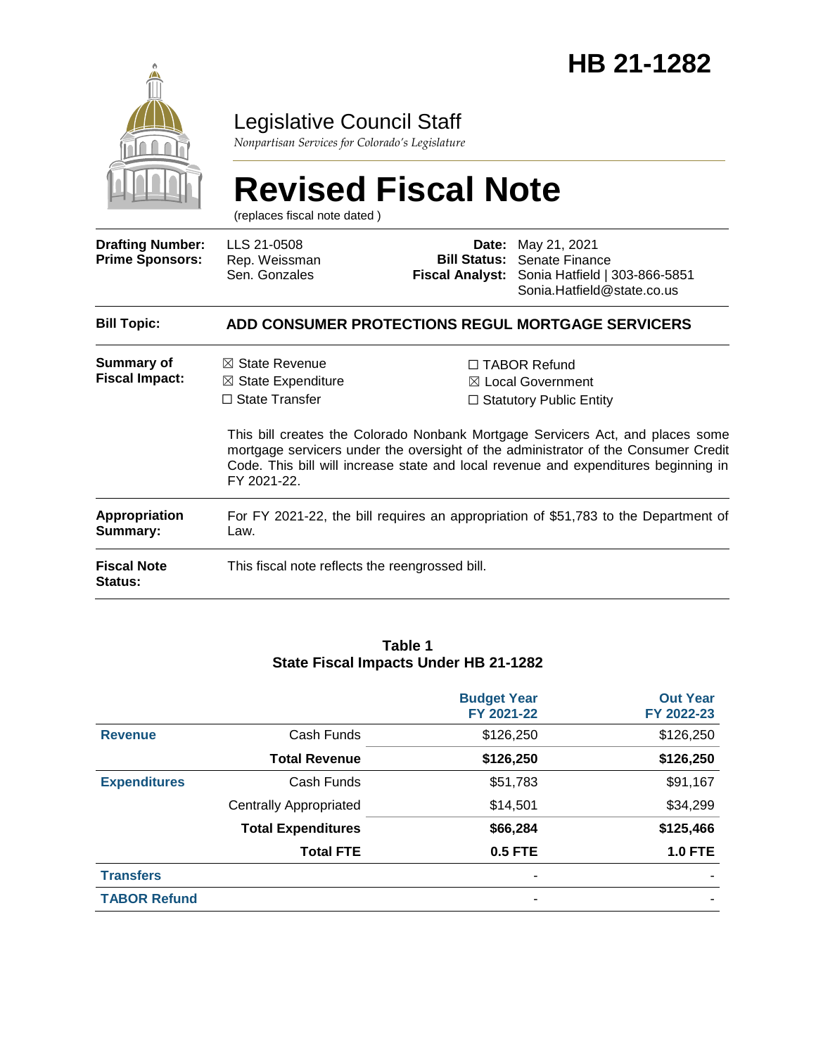# HB 21-1282

Legislative Council Staff

*Nonpartisan Services for Colorado's Legislature*

# Revised Fiscal Note

(replaces fiscal note dated )

| | | | |
|---|---|---|---|
| **Drafting Number:** | LLS 21-0508 | **Date:** | May 21, 2021 |
| **Prime Sponsors:** | Rep. Weissman<br>Sen. Gonzales | **Bill Status:** | Senate Finance |
| | | **Fiscal Analyst:** | Sonia Hatfield \| 303-866-5851<br>Sonia.Hatfield@state.co.us |

| | |
|---|---|
| **Bill Topic:** | **ADD CONSUMER PROTECTIONS REGUL MORTGAGE SERVICERS** |
| **Summary of Fiscal Impact:** | ☒ State Revenue ☒ State Expenditure ☐ State Transfer ☐ TABOR Refund ☒ Local Government ☐ Statutory Public Entity<br><br>This bill creates the Colorado Nonbank Mortgage Services Act, and places some mortgage servicers under the oversight of the administrator of the Consumer Credit Code. This bill will increase state and local revenue and expenditures beginning in FY 2021-22. |
| **Appropriation Summary:** | For FY 2021-22, the bill requires an appropriation of $51,783 to the Department of Law. |
| **Fiscal Note Status:** | This fiscal note reflects the reengrossed bill. |

**Table 1**
**State Fiscal Impacts Under HB 21-1282**

| | | Budget Year FY 2021-22 | Out Year FY 2022-23 |
|---|---|---|---|
| **Revenue** | Cash Funds | $126,250 | $126,250 |
| | **Total Revenue** | **$126,250** | **$126,250** |
| **Expenditures** | Cash Funds | $51,783 | $91,167 |
| | Centrally Appropriated | $14,501 | $34,299 |
| | **Total Expenditures** | **$66,284** | **$125,466** |
| | **Total FTE** | **0.5 FTE** | **1.0 FTE** |
| **Transfers** | | - | - |
| **TABOR Refund** | | - | - |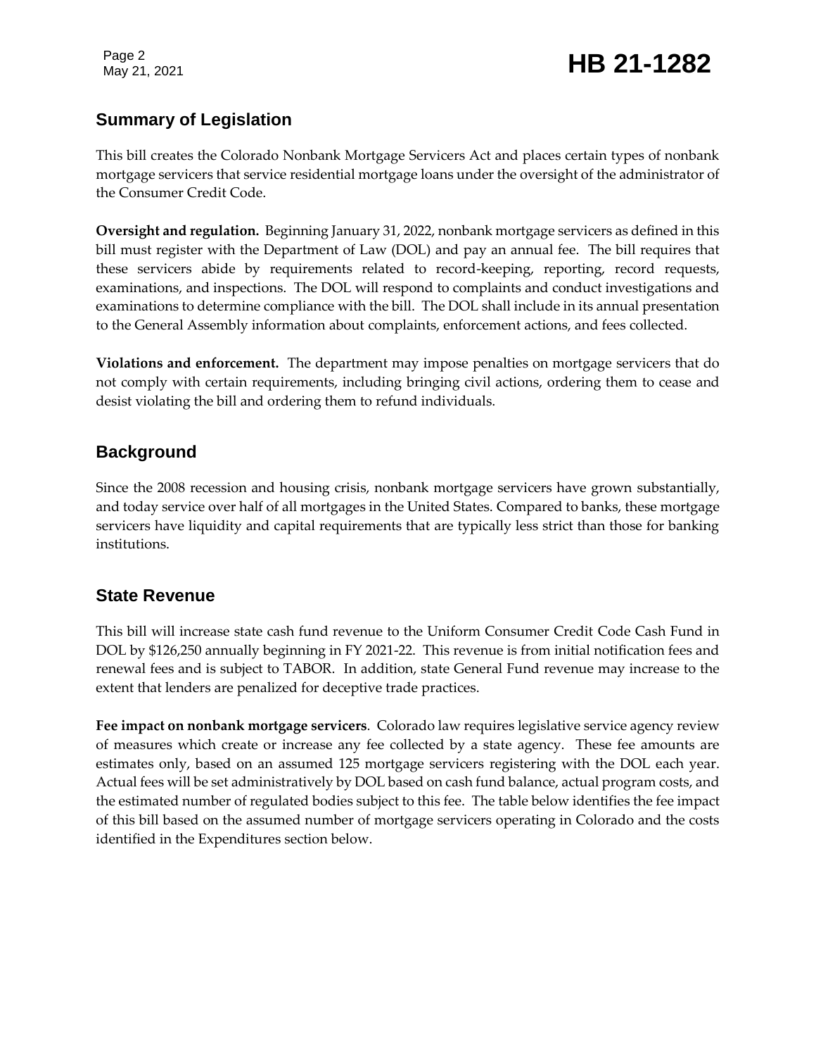## Summary of Legislation

This bill creates the Colorado Nonbank Mortgage Servicers Act and places certain types of nonbank mortgage servicers that service residential mortgage loans under the oversight of the administrator of the Consumer Credit Code.

**Oversight and regulation.** Beginning January 31, 2022, nonbank mortgage servicers as defined in this bill must register with the Department of Law (DOL) and pay an annual fee. The bill requires that these servicers abide by requirements related to record-keeping, reporting, record requests, examinations, and inspections. The DOL will respond to complaints and conduct investigations and examinations to determine compliance with the bill. The DOL shall include in its annual presentation to the General Assembly information about complaints, enforcement actions, and fees collected.

**Violations and enforcement.** The department may impose penalties on mortgage servicers that do not comply with certain requirements, including bringing civil actions, ordering them to cease and desist violating the bill and ordering them to refund individuals.

## Background

Since the 2008 recession and housing crisis, nonbank mortgage servicers have grown substantially, and today service over half of all mortgages in the United States. Compared to banks, these mortgage servicers have liquidity and capital requirements that are typically less strict than those for banking institutions.

## State Revenue

This bill will increase state cash fund revenue to the Uniform Consumer Credit Code Cash Fund in DOL by $126,250 annually beginning in FY 2021-22. This revenue is from initial notification fees and renewal fees and is subject to TABOR. In addition, state General Fund revenue may increase to the extent that lenders are penalized for deceptive trade practices.

**Fee impact on nonbank mortgage servicers**. Colorado law requires legislative service agency review of measures which create or increase any fee collected by a state agency. These fee amounts are estimates only, based on an assumed 125 mortgage servicers registering with the DOL each year. Actual fees will be set administratively by DOL based on cash fund balance, actual program costs, and the estimated number of regulated bodies subject to this fee. The table below identifies the fee impact of this bill based on the assumed number of mortgage servicers operating in Colorado and the costs identified in the Expenditures section below.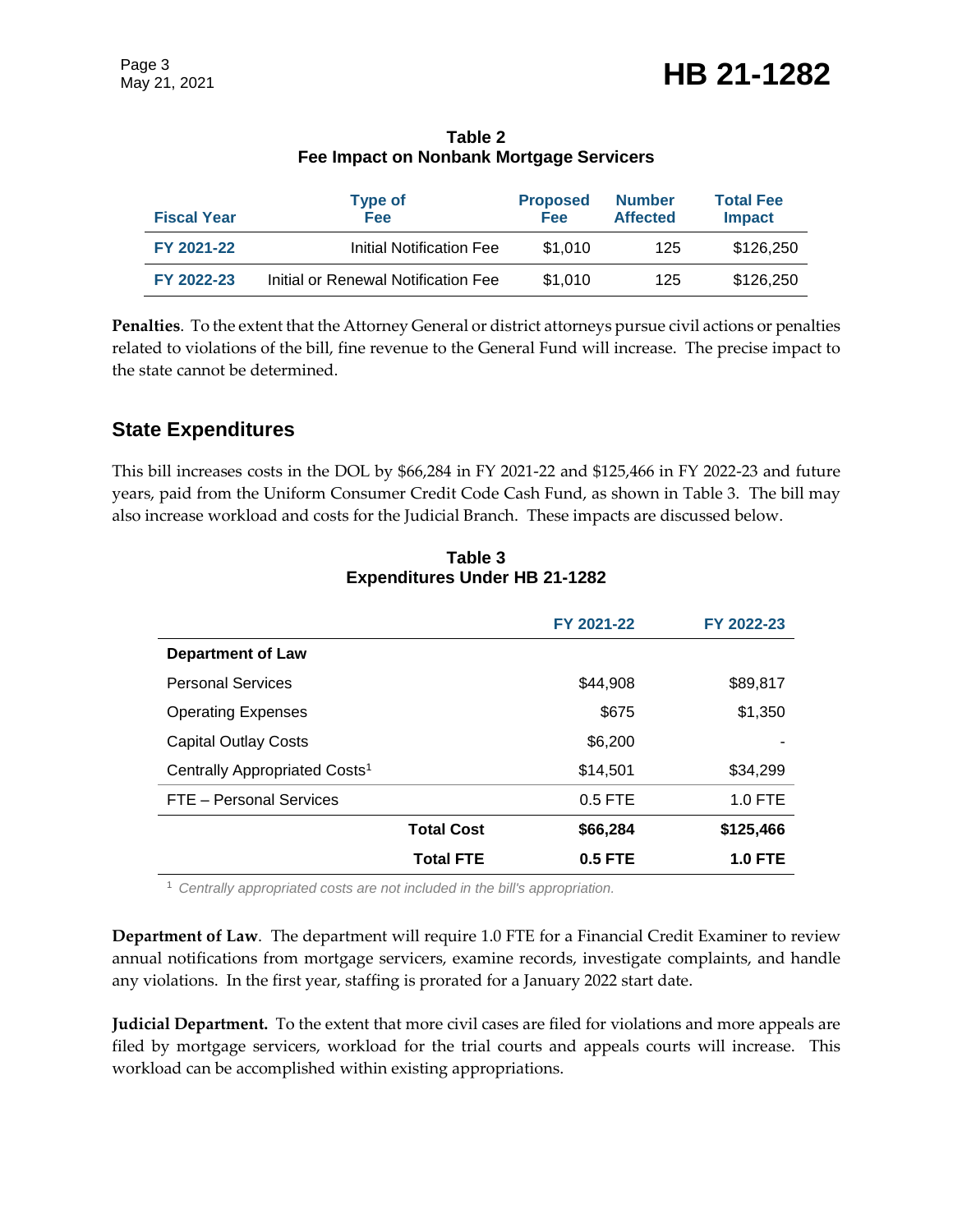**Table 2**
**Fee Impact on Nonbank Mortgage Servicers**

| Fiscal Year | Type of Fee | Proposed Fee | Number Affected | Total Fee Impact |
|---|---|---|---|---|
| FY 2021-22 | Initial Notification Fee | $1,010 | 125 | $126,250 |
| FY 2022-23 | Initial or Renewal Notification Fee | $1,010 | 125 | $126,250 |

**Penalties**. To the extent that the Attorney General or district attorneys pursue civil actions or penalties related to violations of the bill, fine revenue to the General Fund will increase. The precise impact to the state cannot be determined.

## State Expenditures

This bill increases costs in the DOL by $66,284 in FY 2021-22 and $125,466 in FY 2022-23 and future years, paid from the Uniform Consumer Credit Code Cash Fund, as shown in Table 3. The bill may also increase workload and costs for the Judicial Branch. These impacts are discussed below.

**Table 3**
**Expenditures Under HB 21-1282**

| | FY 2021-22 | FY 2022-23 |
|---|---|---|
| **Department of Law** | | |
| Personal Services | $44,908 | $89,817 |
| Operating Expenses | $675 | $1,350 |
| Capital Outlay Costs | $6,200 | - |
| Centrally Appropriated Costs[1] | $14,501 | $34,299 |
| FTE – Personal Services | 0.5 FTE | 1.0 FTE |
| **Total Cost** | **$66,284** | **$125,466** |
| **Total FTE** | **0.5 FTE** | **1.0 FTE** |

[1] *Centrally appropriated costs are not included in the bill's appropriation.*

**Department of Law**. The department will require 1.0 FTE for a Financial Credit Examiner to review annual notifications from mortgage servicers, examine records, investigate complaints, and handle any violations. In the first year, staffing is prorated for a January 2022 start date.

**Judicial Department.** To the extent that more civil cases are filed for violations and more appeals are filed by mortgage servicers, workload for the trial courts and appeals courts will increase. This workload can be accomplished within existing appropriations.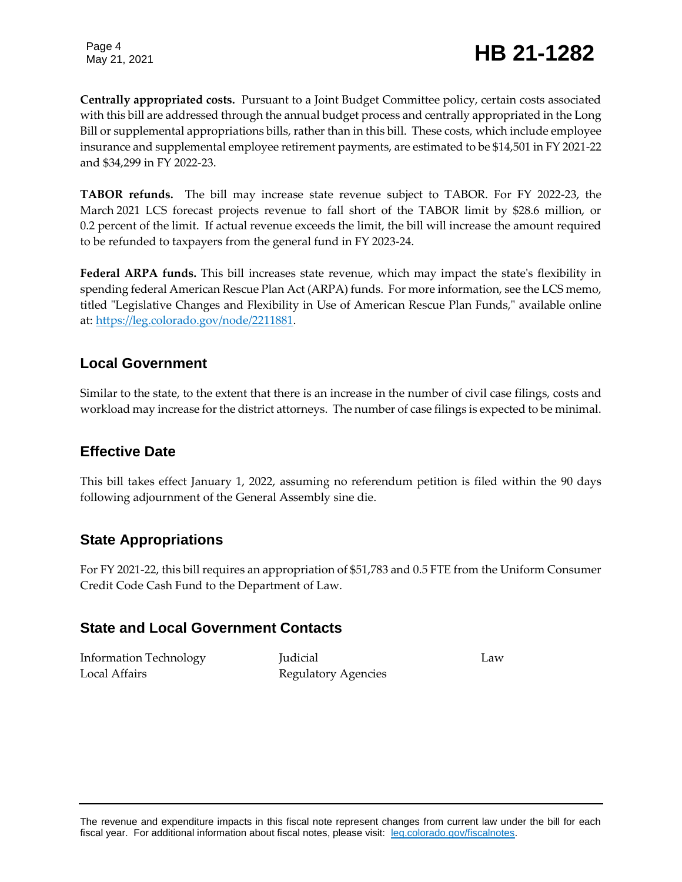**Centrally appropriated costs.** Pursuant to a Joint Budget Committee policy, certain costs associated with this bill are addressed through the annual budget process and centrally appropriated in the Long Bill or supplemental appropriations bills, rather than in this bill. These costs, which include employee insurance and supplemental employee retirement payments, are estimated to be $14,501 in FY 2021-22 and $34,299 in FY 2022-23.

**TABOR refunds.** The bill may increase state revenue subject to TABOR. For FY 2022-23, the March 2021 LCS forecast projects revenue to fall short of the TABOR limit by $28.6 million, or 0.2 percent of the limit. If actual revenue exceeds the limit, the bill will increase the amount required to be refunded to taxpayers from the general fund in FY 2023-24.

**Federal ARPA funds.** This bill increases state revenue, which may impact the state's flexibility in spending federal American Rescue Plan Act (ARPA) funds. For more information, see the LCS memo, titled "Legislative Changes and Flexibility in Use of American Rescue Plan Funds," available online at: https://leg.colorado.gov/node/2211881.

## Local Government

Similar to the state, to the extent that there is an increase in the number of civil case filings, costs and workload may increase for the district attorneys. The number of case filings is expected to be minimal.

## Effective Date

This bill takes effect January 1, 2022, assuming no referendum petition is filed within the 90 days following adjournment of the General Assembly sine die.

## State Appropriations

For FY 2021-22, this bill requires an appropriation of $51,783 and 0.5 FTE from the Uniform Consumer Credit Code Cash Fund to the Department of Law.

## State and Local Government Contacts

| | | |
|---|---|---|
| Information Technology | Judicial | Law |
| Local Affairs | Regulatory Agencies | |

The revenue and expenditure impacts in this fiscal note represent changes from current law under the bill for each fiscal year. For additional information about fiscal notes, please visit: leg.colorado.gov/fiscalnotes.